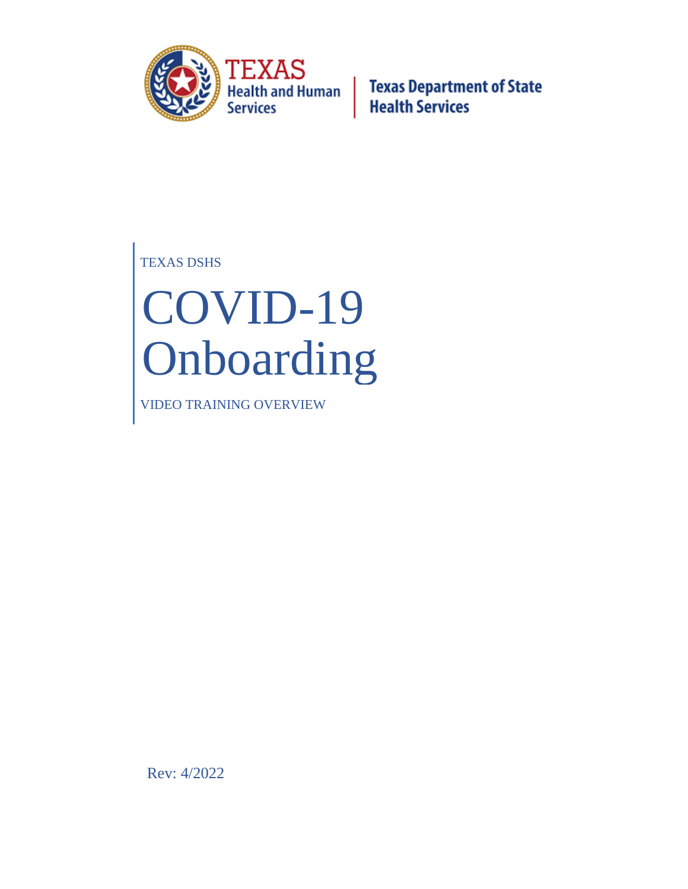Texas Health and Human Services | Texas Department of State Health Services

TEXAS DSHS

# COVID-19 Onboarding

VIDEO TRAINING OVERVIEW

Rev: 4/2022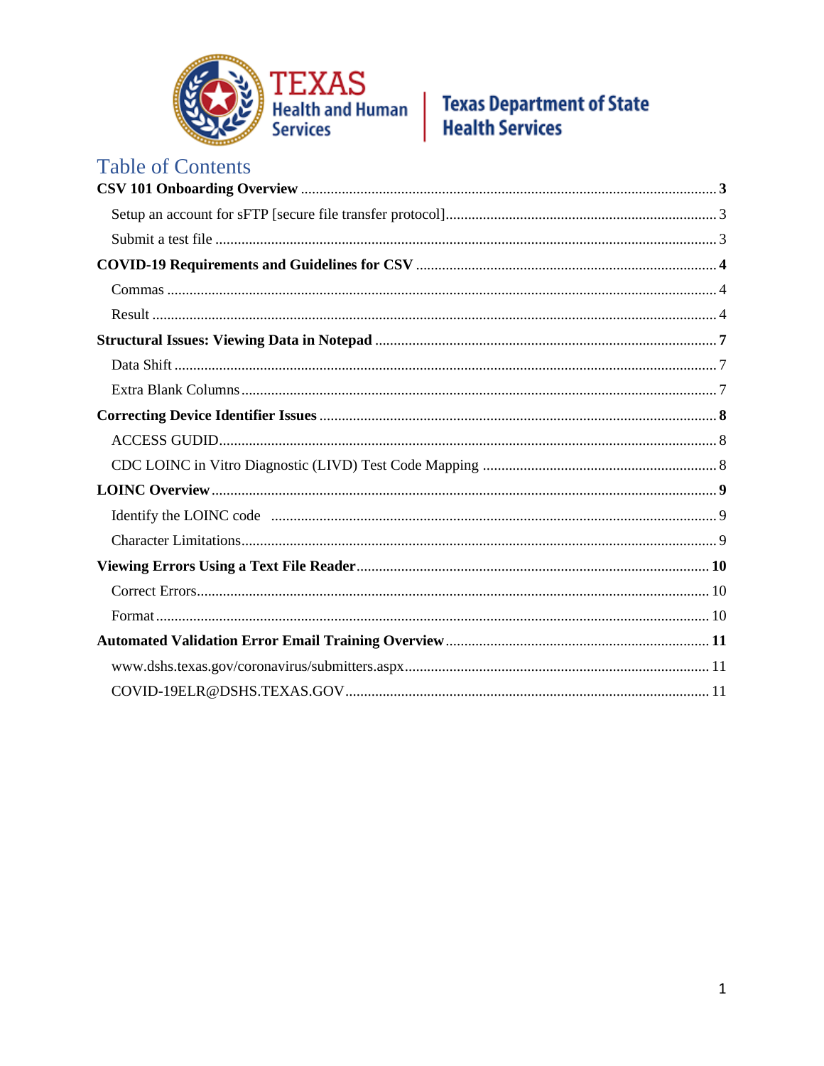Texas Health and Human Services | Texas Department of State Health Services

# Table of Contents

**CSV 101 Onboarding Overview** ..... **3**

- Setup an account for sFTP [secure file transfer protocol] ..... 3
- Submit a test file ..... 3

**COVID-19 Requirements and Guidelines for CSV** ..... **4**

- Commas ..... 4
- Result ..... 4

**Structural Issues: Viewing Data in Notepad** ..... **7**

- Data Shift ..... 7
- Extra Blank Columns ..... 7

**Correcting Device Identifier Issues** ..... **8**

- ACCESS GUDID ..... 8
- CDC LOINC in Vitro Diagnostic (LIVD) Test Code Mapping ..... 8

**LOINC Overview** ..... **9**

- Identify the LOINC code ..... 9
- Character Limitations ..... 9

**Viewing Errors Using a Text File Reader** ..... **10**

- Correct Errors ..... 10
- Format ..... 10

**Automated Validation Error Email Training Overview** ..... **11**

- www.dshs.texas.gov/coronavirus/submitters.aspx ..... 11
- COVID-19ELR@DSHS.TEXAS.GOV ..... 11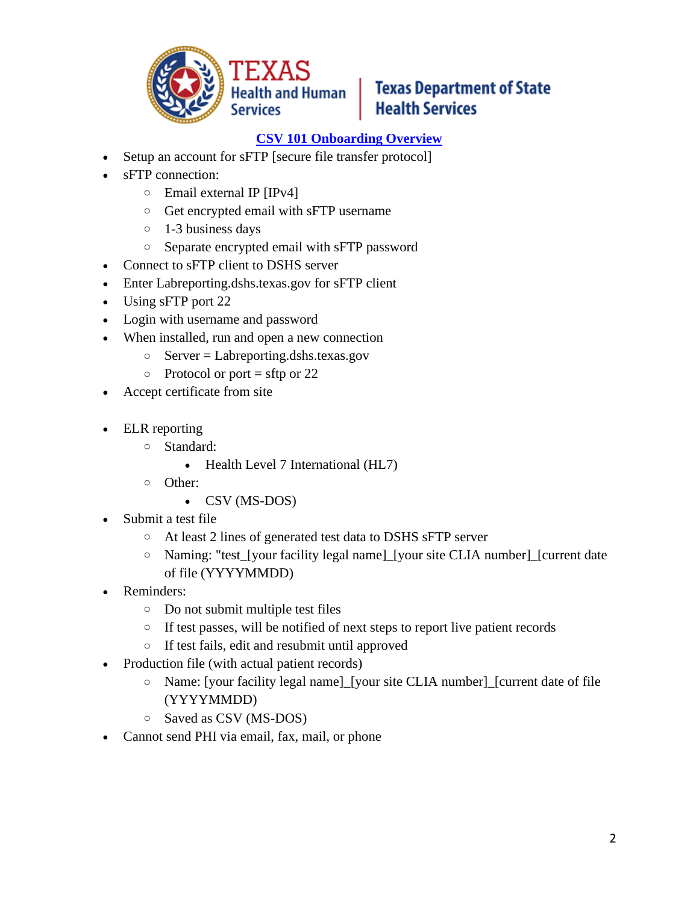## CSV 101 Onboarding Overview

- Setup an account for sFTP [secure file transfer protocol]
- sFTP connection:
  - Email external IP [IPv4]
  - Get encrypted email with sFTP username
  - 1-3 business days
  - Separate encrypted email with sFTP password
- Connect to sFTP client to DSHS server
- Enter Labreporting.dshs.texas.gov for sFTP client
- Using sFTP port 22
- Login with username and password
- When installed, run and open a new connection
  - Server = Labreporting.dshs.texas.gov
  - Protocol or port = sftp or 22
- Accept certificate from site

- ELR reporting
  - Standard:
    - Health Level 7 International (HL7)
  - Other:
    - CSV (MS-DOS)
- Submit a test file
  - At least 2 lines of generated test data to DSHS sFTP server
  - Naming: "test_[your facility legal name]_[your site CLIA number]_[current date of file (YYYYMMDD)
- Reminders:
  - Do not submit multiple test files
  - If test passes, will be notified of next steps to report live patient records
  - If test fails, edit and resubmit until approved
- Production file (with actual patient records)
  - Name: [your facility legal name]_[your site CLIA number]_[current date of file (YYYYMMDD)
  - Saved as CSV (MS-DOS)
- Cannot send PHI via email, fax, mail, or phone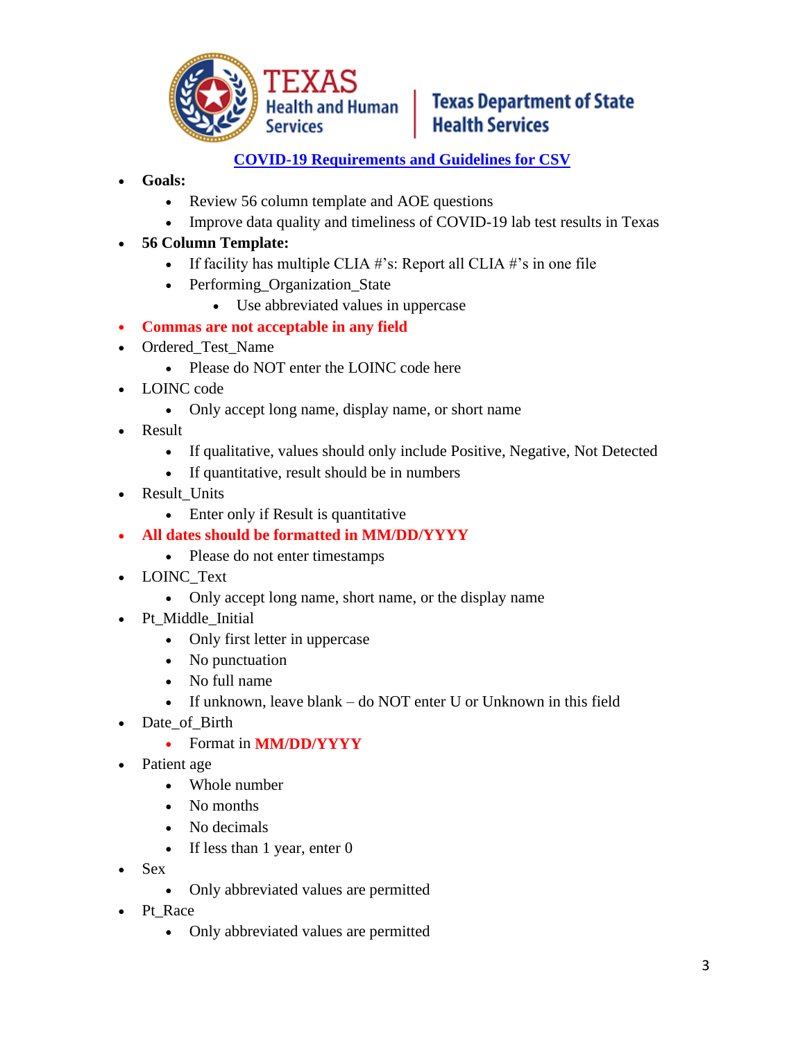TEXAS Health and Human Services | Texas Department of State Health Services

## COVID-19 Requirements and Guidelines for CSV

- **Goals:**
  - Review 56 column template and AOE questions
  - Improve data quality and timeliness of COVID-19 lab test results in Texas
- **56 Column Template:**
  - If facility has multiple CLIA #'s: Report all CLIA #'s in one file
  - Performing_Organization_State
    - Use abbreviated values in uppercase
- **Commas are not acceptable in any field**
- Ordered_Test_Name
  - Please do NOT enter the LOINC code here
- LOINC code
  - Only accept long name, display name, or short name
- Result
  - If qualitative, values should only include Positive, Negative, Not Detected
  - If quantitative, result should be in numbers
- Result_Units
  - Enter only if Result is quantitative
- **All dates should be formatted in MM/DD/YYYY**
  - Please do not enter timestamps
- LOINC_Text
  - Only accept long name, short name, or the display name
- Pt_Middle_Initial
  - Only first letter in uppercase
  - No punctuation
  - No full name
  - If unknown, leave blank – do NOT enter U or Unknown in this field
- Date_of_Birth
  - Format in **MM/DD/YYYY**
- Patient age
  - Whole number
  - No months
  - No decimals
  - If less than 1 year, enter 0
- Sex
  - Only abbreviated values are permitted
- Pt_Race
  - Only abbreviated values are permitted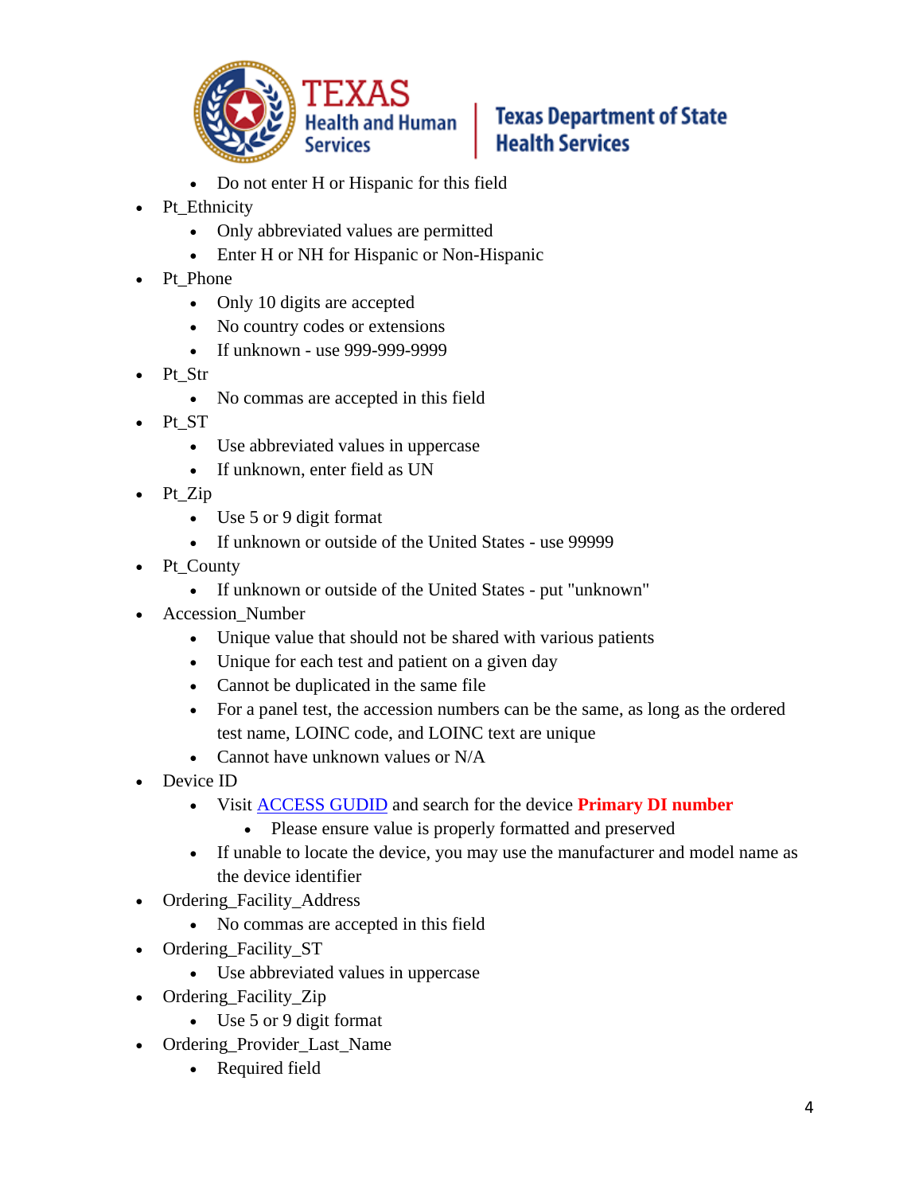- Do not enter H or Hispanic for this field
- Pt_Ethnicity
  - Only abbreviated values are permitted
  - Enter H or NH for Hispanic or Non-Hispanic
- Pt_Phone
  - Only 10 digits are accepted
  - No country codes or extensions
  - If unknown - use 999-999-9999
- Pt_Str
  - No commas are accepted in this field
- Pt_ST
  - Use abbreviated values in uppercase
  - If unknown, enter field as UN
- Pt_Zip
  - Use 5 or 9 digit format
  - If unknown or outside of the United States - use 99999
- Pt_County
  - If unknown or outside of the United States - put "unknown"
- Accession_Number
  - Unique value that should not be shared with various patients
  - Unique for each test and patient on a given day
  - Cannot be duplicated in the same file
  - For a panel test, the accession numbers can be the same, as long as the ordered test name, LOINC code, and LOINC text are unique
  - Cannot have unknown values or N/A
- Device ID
  - Visit ACCESS GUDID and search for the device **Primary DI number**
    - Please ensure value is properly formatted and preserved
  - If unable to locate the device, you may use the manufacturer and model name as the device identifier
- Ordering_Facility_Address
  - No commas are accepted in this field
- Ordering_Facility_ST
  - Use abbreviated values in uppercase
- Ordering_Facility_Zip
  - Use 5 or 9 digit format
- Ordering_Provider_Last_Name
  - Required field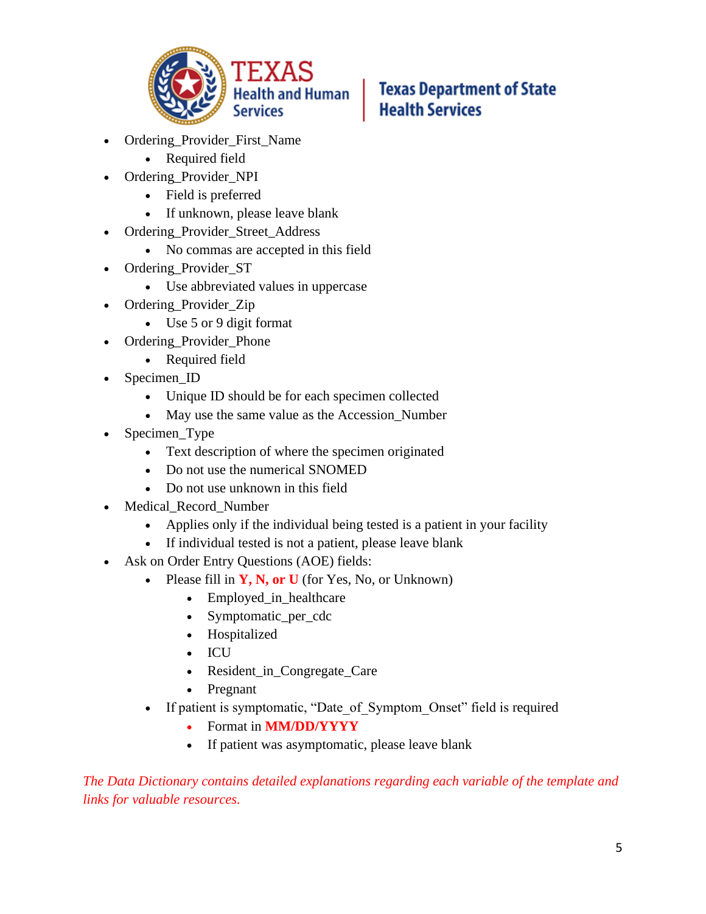- Ordering_Provider_First_Name
  - Required field
- Ordering_Provider_NPI
  - Field is preferred
  - If unknown, please leave blank
- Ordering_Provider_Street_Address
  - No commas are accepted in this field
- Ordering_Provider_ST
  - Use abbreviated values in uppercase
- Ordering_Provider_Zip
  - Use 5 or 9 digit format
- Ordering_Provider_Phone
  - Required field
- Specimen_ID
  - Unique ID should be for each specimen collected
  - May use the same value as the Accession_Number
- Specimen_Type
  - Text description of where the specimen originated
  - Do not use the numerical SNOMED
  - Do not use unknown in this field
- Medical_Record_Number
  - Applies only if the individual being tested is a patient in your facility
  - If individual tested is not a patient, please leave blank
- Ask on Order Entry Questions (AOE) fields:
  - Please fill in **Y, N, or U** (for Yes, No, or Unknown)
    - Employed_in_healthcare
    - Symptomatic_per_cdc
    - Hospitalized
    - ICU
    - Resident_in_Congregate_Care
    - Pregnant
  - If patient is symptomatic, "Date_of_Symptom_Onset" field is required
    - Format in **MM/DD/YYYY**
    - If patient was asymptomatic, please leave blank

*The Data Dictionary contains detailed explanations regarding each variable of the template and links for valuable resources.*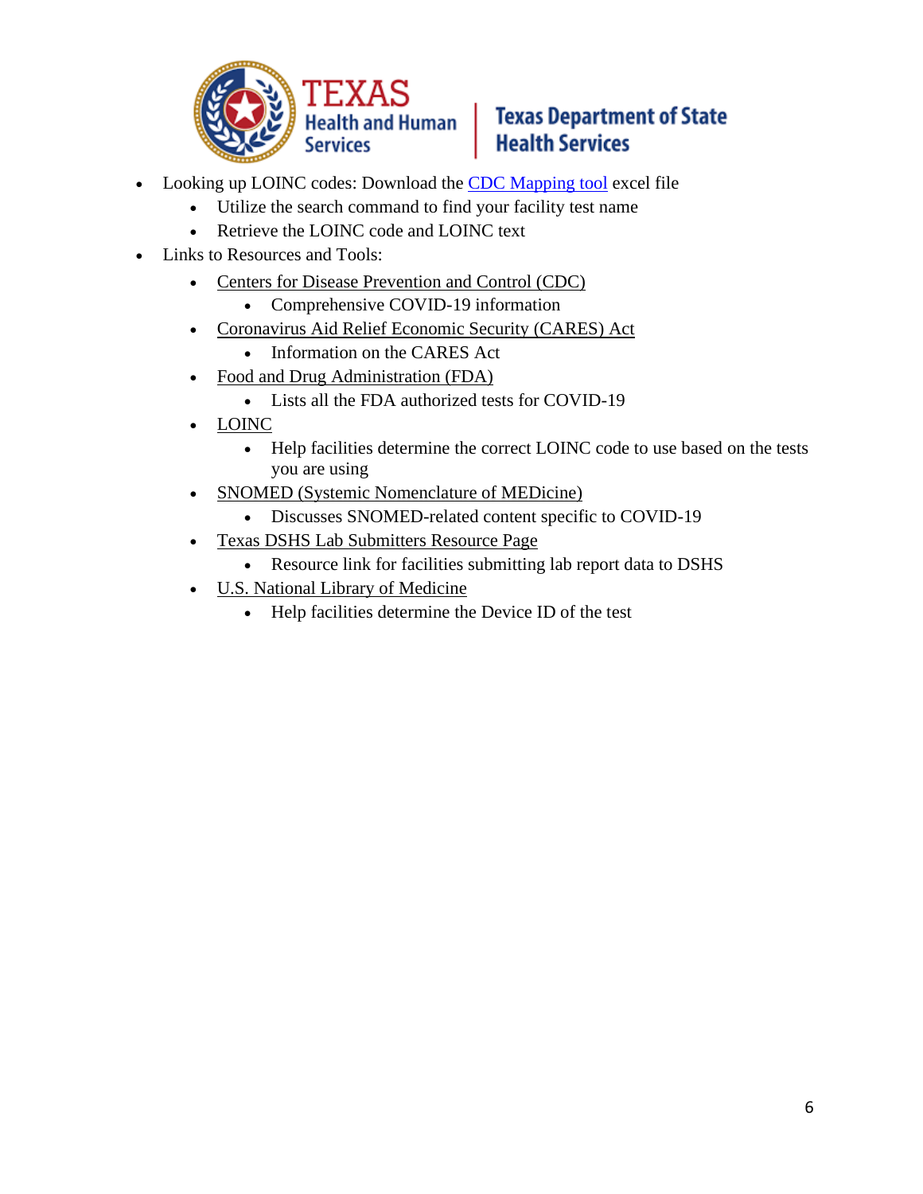- Looking up LOINC codes: Download the CDC Mapping tool excel file
  - Utilize the search command to find your facility test name
  - Retrieve the LOINC code and LOINC text
- Links to Resources and Tools:
  - Centers for Disease Prevention and Control (CDC)
    - Comprehensive COVID-19 information
  - Coronavirus Aid Relief Economic Security (CARES) Act
    - Information on the CARES Act
  - Food and Drug Administration (FDA)
    - Lists all the FDA authorized tests for COVID-19
  - LOINC
    - Help facilities determine the correct LOINC code to use based on the tests you are using
  - SNOMED (Systemic Nomenclature of MEDicine)
    - Discusses SNOMED-related content specific to COVID-19
  - Texas DSHS Lab Submitters Resource Page
    - Resource link for facilities submitting lab report data to DSHS
  - U.S. National Library of Medicine
    - Help facilities determine the Device ID of the test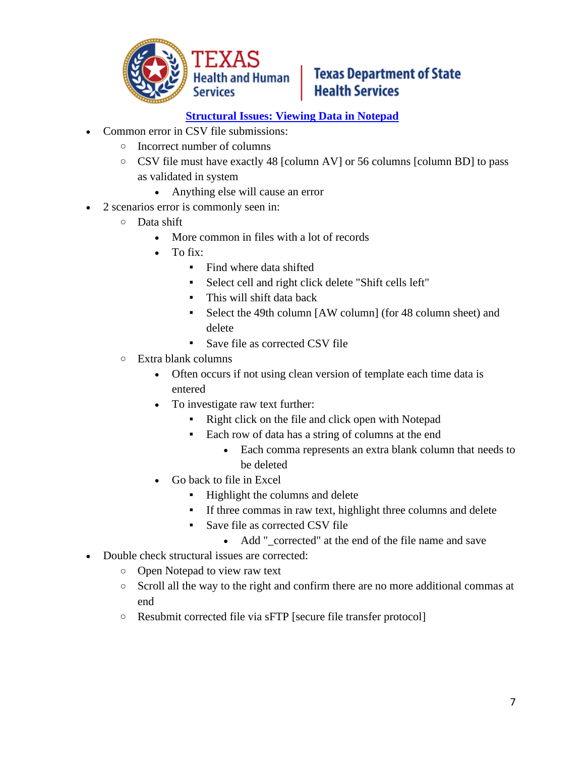## Structural Issues: Viewing Data in Notepad

- Common error in CSV file submissions:
  - Incorrect number of columns
  - CSV file must have exactly 48 [column AV] or 56 columns [column BD] to pass as validated in system
    - Anything else will cause an error
- 2 scenarios error is commonly seen in:
  - Data shift
    - More common in files with a lot of records
    - To fix:
      - Find where data shifted
      - Select cell and right click delete "Shift cells left"
      - This will shift data back
      - Select the 49th column [AW column] (for 48 column sheet) and delete
      - Save file as corrected CSV file
  - Extra blank columns
    - Often occurs if not using clean version of template each time data is entered
    - To investigate raw text further:
      - Right click on the file and click open with Notepad
      - Each row of data has a string of columns at the end
        - Each comma represents an extra blank column that needs to be deleted
    - Go back to file in Excel
      - Highlight the columns and delete
      - If three commas in raw text, highlight three columns and delete
      - Save file as corrected CSV file
        - Add "_corrected" at the end of the file name and save
- Double check structural issues are corrected:
  - Open Notepad to view raw text
  - Scroll all the way to the right and confirm there are no more additional commas at end
  - Resubmit corrected file via sFTP [secure file transfer protocol]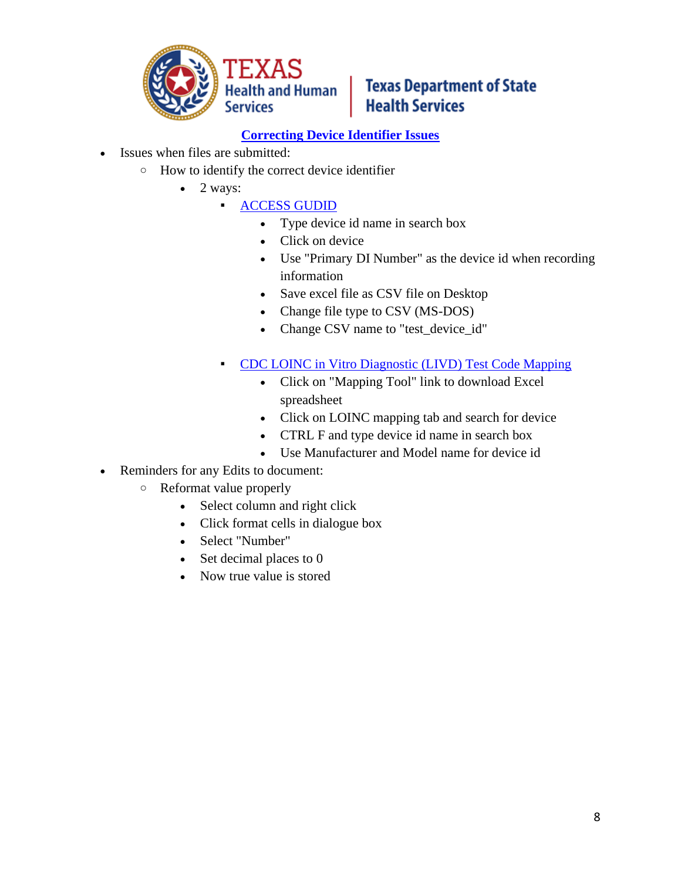## Correcting Device Identifier Issues

- Issues when files are submitted:
  - How to identify the correct device identifier
    - 2 ways:
      - ACCESS GUDID
        - Type device id name in search box
        - Click on device
        - Use "Primary DI Number" as the device id when recording information
        - Save excel file as CSV file on Desktop
        - Change file type to CSV (MS-DOS)
        - Change CSV name to "test_device_id"
      - CDC LOINC in Vitro Diagnostic (LIVD) Test Code Mapping
        - Click on "Mapping Tool" link to download Excel spreadsheet
        - Click on LOINC mapping tab and search for device
        - CTRL F and type device id name in search box
        - Use Manufacturer and Model name for device id
- Reminders for any Edits to document:
  - Reformat value properly
    - Select column and right click
    - Click format cells in dialogue box
    - Select "Number"
    - Set decimal places to 0
    - Now true value is stored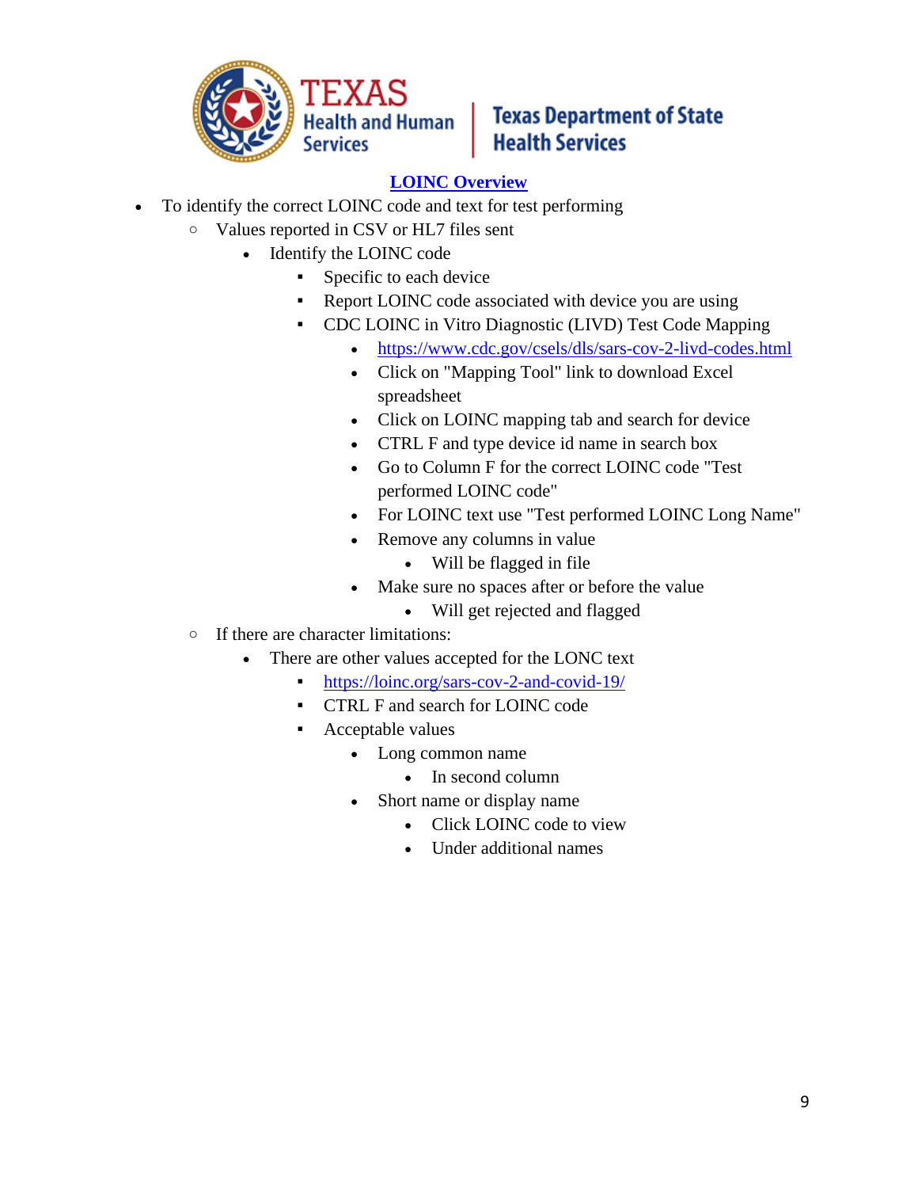## [LOINC Overview]

- To identify the correct LOINC code and text for test performing
  - Values reported in CSV or HL7 files sent
    - Identify the LOINC code
      - Specific to each device
      - Report LOINC code associated with device you are using
      - CDC LOINC in Vitro Diagnostic (LIVD) Test Code Mapping
        - https://www.cdc.gov/csels/dls/sars-cov-2-livd-codes.html
        - Click on "Mapping Tool" link to download Excel spreadsheet
        - Click on LOINC mapping tab and search for device
        - CTRL F and type device id name in search box
        - Go to Column F for the correct LOINC code "Test performed LOINC code"
        - For LOINC text use "Test performed LOINC Long Name"
        - Remove any columns in value
          - Will be flagged in file
        - Make sure no spaces after or before the value
          - Will get rejected and flagged
  - If there are character limitations:
    - There are other values accepted for the LONC text
      - https://loinc.org/sars-cov-2-and-covid-19/
      - CTRL F and search for LOINC code
      - Acceptable values
        - Long common name
          - In second column
        - Short name or display name
          - Click LOINC code to view
          - Under additional names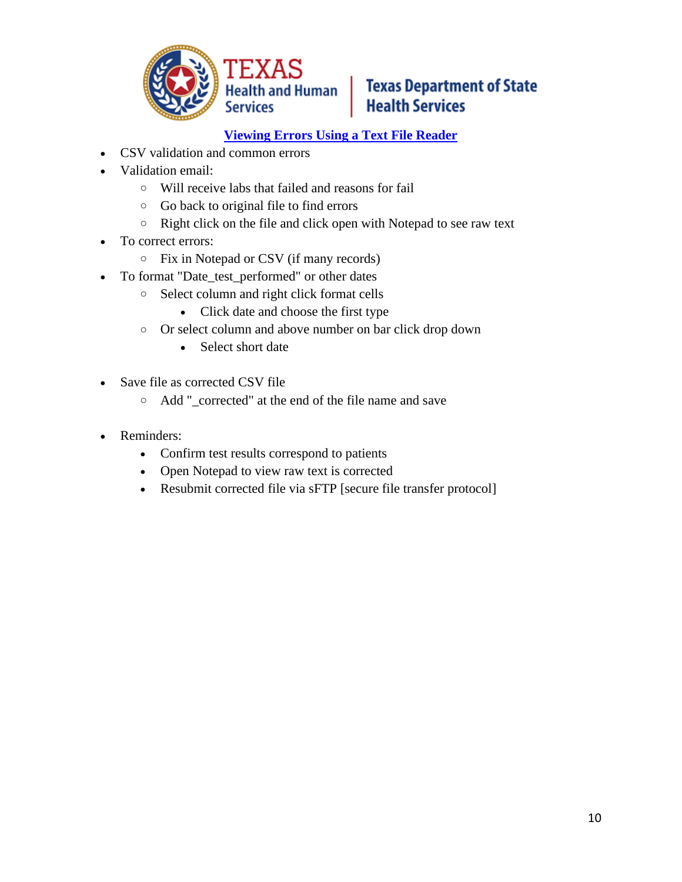## Viewing Errors Using a Text File Reader

- CSV validation and common errors
- Validation email:
  - Will receive labs that failed and reasons for fail
  - Go back to original file to find errors
  - Right click on the file and click open with Notepad to see raw text
- To correct errors:
  - Fix in Notepad or CSV (if many records)
- To format "Date_test_performed" or other dates
  - Select column and right click format cells
    - Click date and choose the first type
  - Or select column and above number on bar click drop down
    - Select short date

- Save file as corrected CSV file
  - Add "_corrected" at the end of the file name and save

- Reminders:
  - Confirm test results correspond to patients
  - Open Notepad to view raw text is corrected
  - Resubmit corrected file via sFTP [secure file transfer protocol]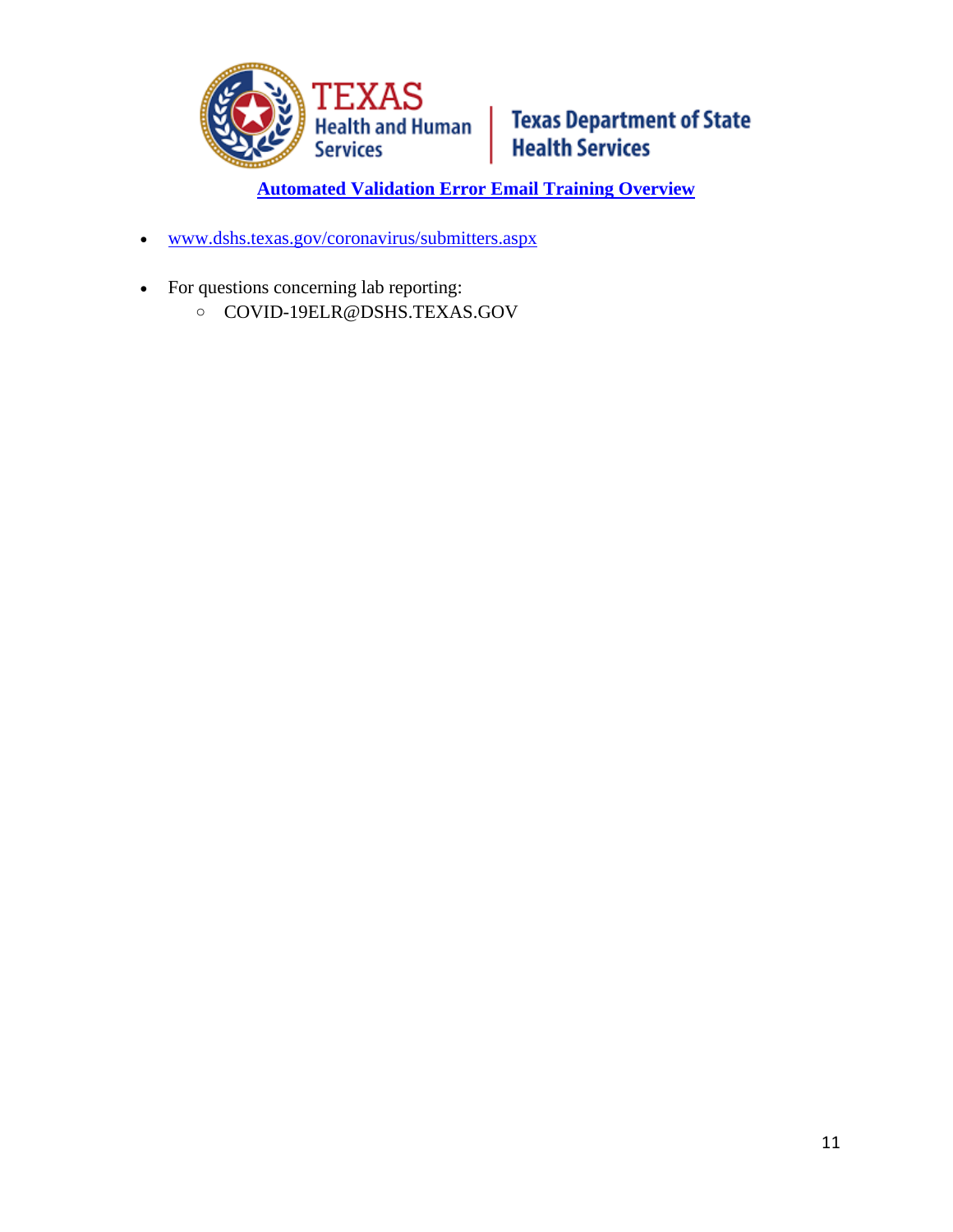**Automated Validation Error Email Training Overview**

- www.dshs.texas.gov/coronavirus/submitters.aspx

- For questions concerning lab reporting:
  - COVID-19ELR@DSHS.TEXAS.GOV